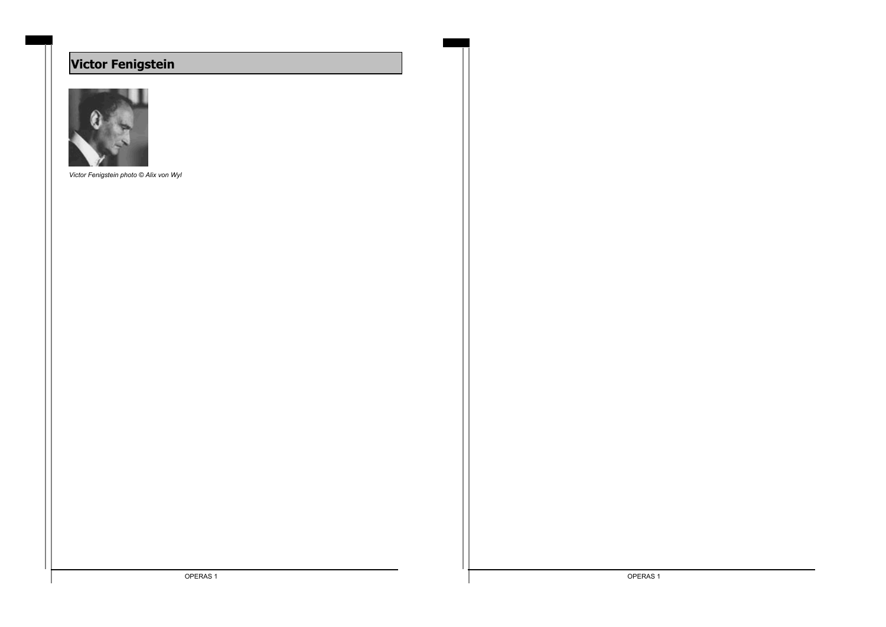# Victor Fenigstein

*Victor Fenigstein photo © Alix von Wyl*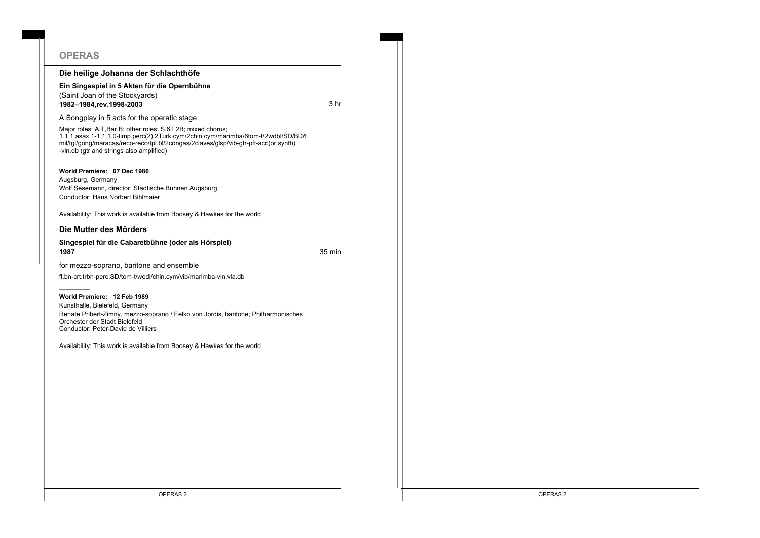# OPERAS

## Die heilige Johanna der Schlachthöfe

**Ein Singespiel in 5 Akten für die Opernbühne**

(Saint Joan of the Stockyards)

**1982–1984,rev.1998-2003** 3 hr

A Songplay in 5 acts for the operatic stage

Major roles: A,T,Bar,B; other roles: S,6T,2B; mixed chorus;
1.1.1.asax.1-1.1.1.0-timp.perc(2):2Turk.cym/2chin.cym/marimba/6tom-t/2wdbl/SD/BD/t.mil/tgl/gong/maracas/reco-reco/tpl.bl/2congas/2claves/glsp/vib-gtr-pft-acc(or synth)-vln.db (gtr and strings also amplified)

**World Premiere: 07 Dec 1986**
Augsburg, Germany
Wolf Sesemann, director; Städtische Bühnen Augsburg
Conductor: Hans Norbert Bihlmaier

Availability: This work is available from Boosey & Hawkes for the world

## Die Mutter des Mörders

**Singespiel für die Cabaretbühne (oder als Hörspiel)**

**1987** 35 min

for mezzo-soprano, baritone and ensemble

fl.bn-crt.trbn-perc:SD/tom-t/wodl/chin.cym/vib/marimba-vln.vla.db

**World Premiere: 12 Feb 1989**
Kunsthalle, Bielefeld, Germany
Renate Pribert-Zimny, mezzo-soprano / Eelko von Jordis, baritone; Philharmonisches Orchester der Stadt Bielefeld
Conductor: Peter-David de Villiers

Availability: This work is available from Boosey & Hawkes for the world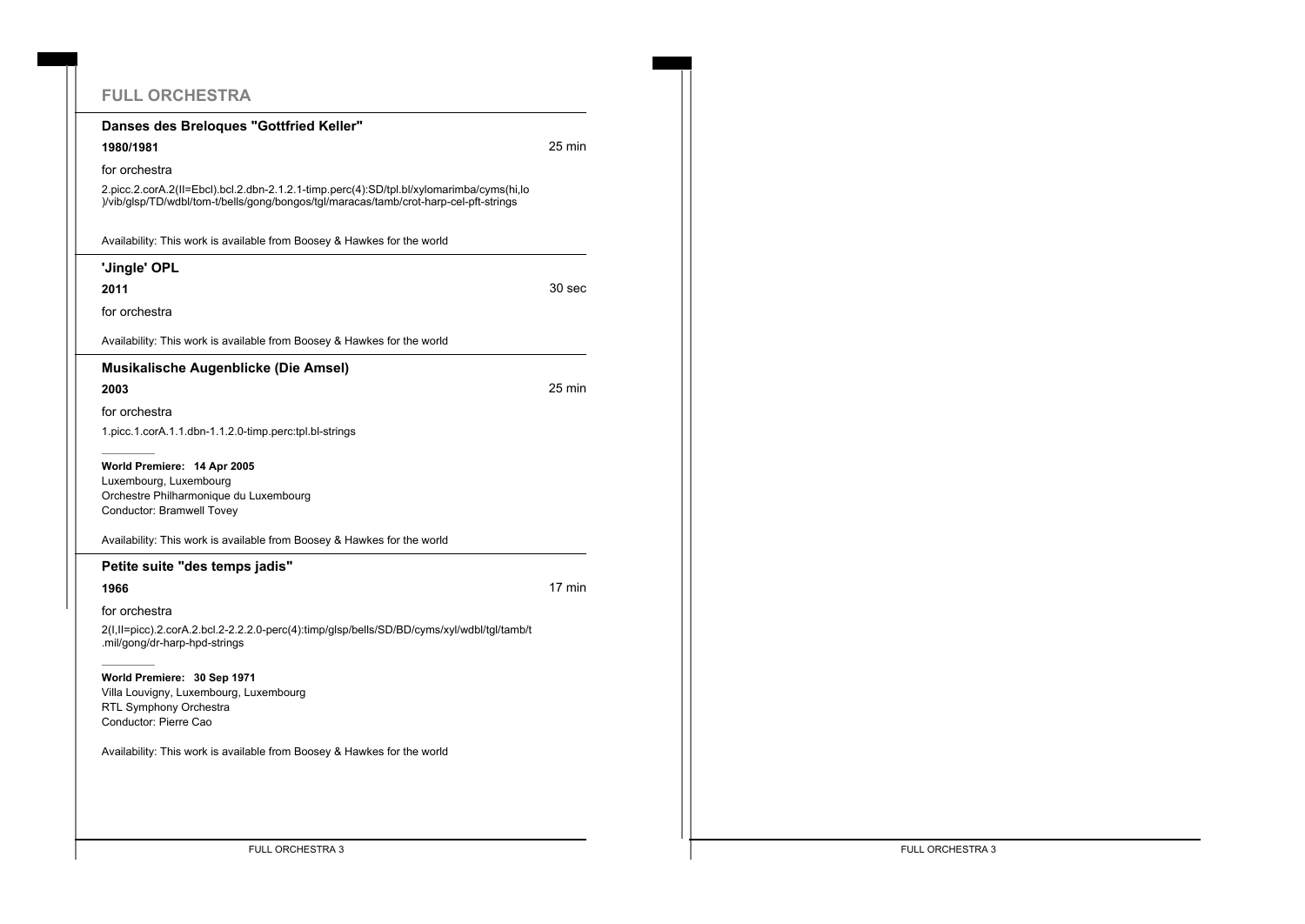## FULL ORCHESTRA

### Danses des Breloques "Gottfried Keller"

**1980/1981** — 25 min

for orchestra

2.picc.2.corA.2(II=Ebcl).bcl.2.dbn-2.1.2.1-timp.perc(4):SD/tpl.bl/xylomarimba/cyms(hi,lo)/vib/glsp/TD/wdbl/tom-t/bells/gong/bongos/tgl/maracas/tamb/crot-harp-cel-pft-strings

Availability: This work is available from Boosey & Hawkes for the world

### 'Jingle' OPL

**2011** — 30 sec

for orchestra

Availability: This work is available from Boosey & Hawkes for the world

### Musikalische Augenblicke (Die Amsel)

**2003** — 25 min

for orchestra

1.picc.1.corA.1.1.dbn-1.1.2.0-timp.perc:tpl.bl-strings

**World Premiere: 14 Apr 2005**
Luxembourg, Luxembourg
Orchestre Philharmonique du Luxembourg
Conductor: Bramwell Tovey

Availability: This work is available from Boosey & Hawkes for the world

### Petite suite "des temps jadis"

**1966** — 17 min

for orchestra

2(I,II=picc).2.corA.2.bcl.2-2.2.2.0-perc(4):timp/glsp/bells/SD/BD/cyms/xyl/wdbl/tgl/tamb/t.mil/gong/dr-harp-hpd-strings

**World Premiere: 30 Sep 1971**
Villa Louvigny, Luxembourg, Luxembourg
RTL Symphony Orchestra
Conductor: Pierre Cao

Availability: This work is available from Boosey & Hawkes for the world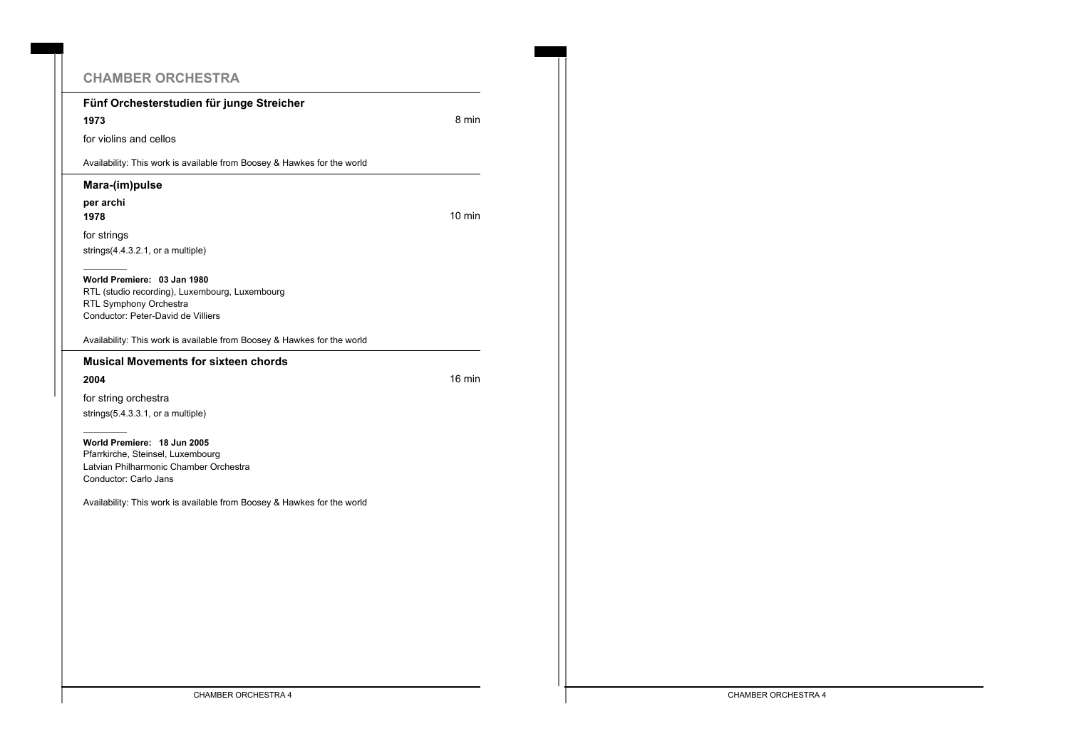## CHAMBER ORCHESTRA

### Fünf Orchesterstudien für junge Streicher

**1973** 8 min

for violins and cellos

Availability: This work is available from Boosey & Hawkes for the world

### Mara-(im)pulse

**per archi**

**1978** 10 min

for strings

strings(4.4.3.2.1, or a multiple)

**World Premiere: 03 Jan 1980**
RTL (studio recording), Luxembourg, Luxembourg
RTL Symphony Orchestra
Conductor: Peter-David de Villiers

Availability: This work is available from Boosey & Hawkes for the world

### Musical Movements for sixteen chords

**2004** 16 min

for string orchestra

strings(5.4.3.3.1, or a multiple)

**World Premiere: 18 Jun 2005**
Pfarrkirche, Steinsel, Luxembourg
Latvian Philharmonic Chamber Orchestra
Conductor: Carlo Jans

Availability: This work is available from Boosey & Hawkes for the world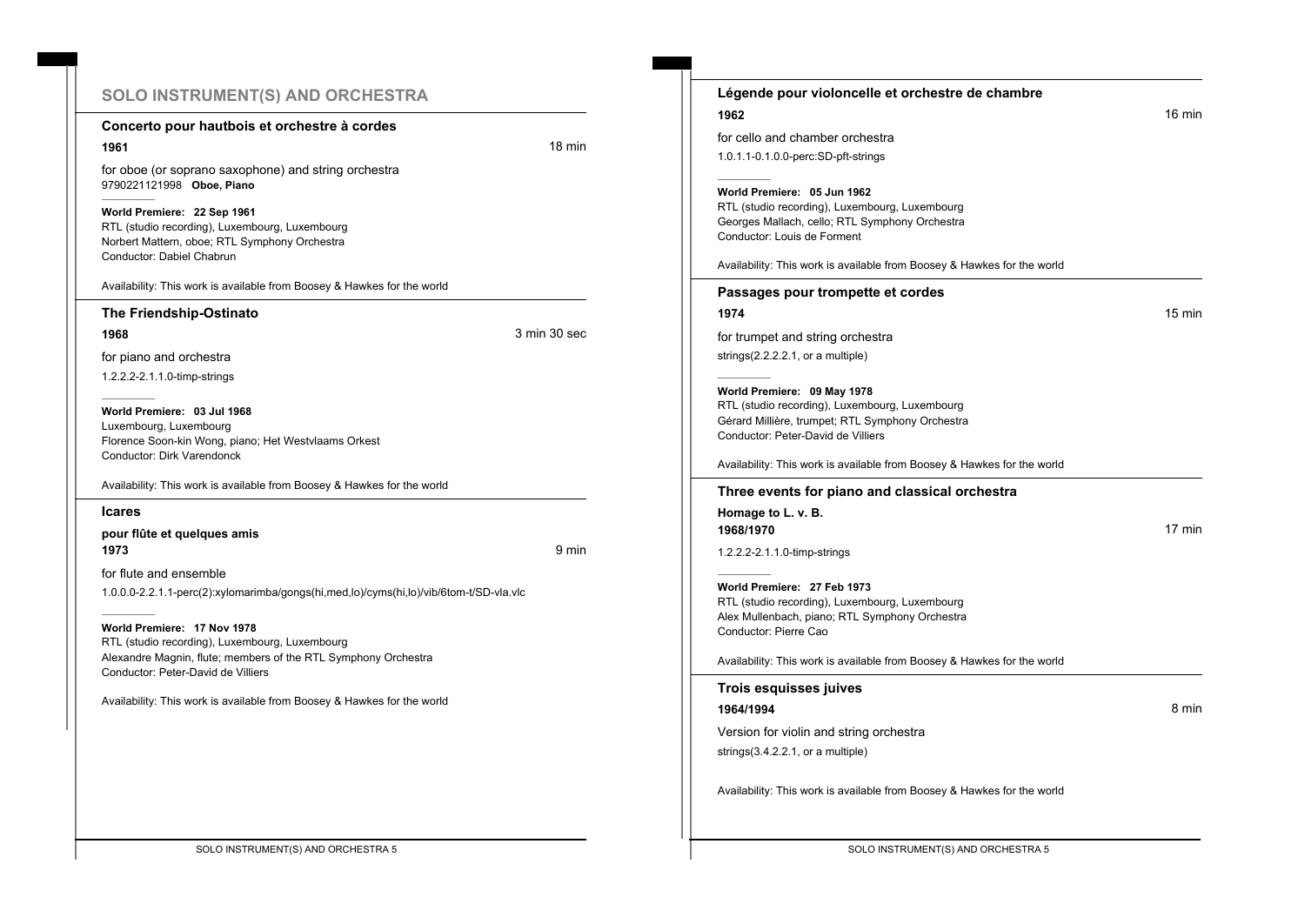## SOLO INSTRUMENT(S) AND ORCHESTRA

### Concerto pour hautbois et orchestre à cordes

**1961** — 18 min

for oboe (or soprano saxophone) and string orchestra

9790221121998 **Oboe, Piano**

**World Premiere: 22 Sep 1961**
RTL (studio recording), Luxembourg, Luxembourg
Norbert Mattern, oboe; RTL Symphony Orchestra
Conductor: Dabiel Chabrun

Availability: This work is available from Boosey & Hawkes for the world

### The Friendship-Ostinato

**1968** — 3 min 30 sec

for piano and orchestra

1.2.2.2-2.1.1.0-timp-strings

**World Premiere: 03 Jul 1968**
Luxembourg, Luxembourg
Florence Soon-kin Wong, piano; Het Westvlaams Orkest
Conductor: Dirk Varendonck

Availability: This work is available from Boosey & Hawkes for the world

### Icares

**pour flûte et quelques amis**

**1973** — 9 min

for flute and ensemble

1.0.0.0-2.2.1.1-perc(2):xylomarimba/gongs(hi,med,lo)/cyms(hi,lo)/vib/6tom-t/SD-vla.vlc

**World Premiere: 17 Nov 1978**
RTL (studio recording), Luxembourg, Luxembourg
Alexandre Magnin, flute; members of the RTL Symphony Orchestra
Conductor: Peter-David de Villiers

Availability: This work is available from Boosey & Hawkes for the world

### Légende pour violoncelle et orchestre de chambre

**1962** — 16 min

for cello and chamber orchestra

1.0.1.1-0.1.0.0-perc:SD-pft-strings

**World Premiere: 05 Jun 1962**
RTL (studio recording), Luxembourg, Luxembourg
Georges Mallach, cello; RTL Symphony Orchestra
Conductor: Louis de Forment

Availability: This work is available from Boosey & Hawkes for the world

### Passages pour trompette et cordes

**1974** — 15 min

for trumpet and string orchestra

strings(2.2.2.2.1, or a multiple)

**World Premiere: 09 May 1978**
RTL (studio recording), Luxembourg, Luxembourg
Gérard Millière, trumpet; RTL Symphony Orchestra
Conductor: Peter-David de Villiers

Availability: This work is available from Boosey & Hawkes for the world

### Three events for piano and classical orchestra

**Homage to L. v. B.**

**1968/1970** — 17 min

1.2.2.2-2.1.1.0-timp-strings

**World Premiere: 27 Feb 1973**
RTL (studio recording), Luxembourg, Luxembourg
Alex Mullenbach, piano; RTL Symphony Orchestra
Conductor: Pierre Cao

Availability: This work is available from Boosey & Hawkes for the world

### Trois esquisses juives

**1964/1994** — 8 min

Version for violin and string orchestra

strings(3.4.2.2.1, or a multiple)

Availability: This work is available from Boosey & Hawkes for the world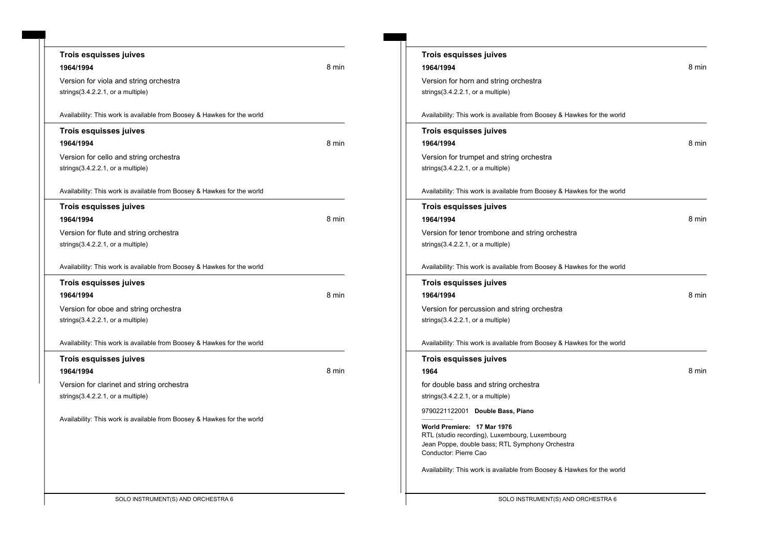### Trois esquisses juives

**1964/1994** 8 min

Version for viola and string orchestra

strings(3.4.2.2.1, or a multiple)

Availability: This work is available from Boosey & Hawkes for the world

### Trois esquisses juives

**1964/1994** 8 min

Version for cello and string orchestra

strings(3.4.2.2.1, or a multiple)

Availability: This work is available from Boosey & Hawkes for the world

### Trois esquisses juives

**1964/1994** 8 min

Version for flute and string orchestra

strings(3.4.2.2.1, or a multiple)

Availability: This work is available from Boosey & Hawkes for the world

### Trois esquisses juives

**1964/1994** 8 min

Version for oboe and string orchestra

strings(3.4.2.2.1, or a multiple)

Availability: This work is available from Boosey & Hawkes for the world

### Trois esquisses juives

**1964/1994** 8 min

Version for clarinet and string orchestra

strings(3.4.2.2.1, or a multiple)

Availability: This work is available from Boosey & Hawkes for the world

### Trois esquisses juives

**1964/1994** 8 min

Version for horn and string orchestra

strings(3.4.2.2.1, or a multiple)

Availability: This work is available from Boosey & Hawkes for the world

### Trois esquisses juives

**1964/1994** 8 min

Version for trumpet and string orchestra

strings(3.4.2.2.1, or a multiple)

Availability: This work is available from Boosey & Hawkes for the world

### Trois esquisses juives

**1964/1994** 8 min

Version for tenor trombone and string orchestra

strings(3.4.2.2.1, or a multiple)

Availability: This work is available from Boosey & Hawkes for the world

### Trois esquisses juives

**1964/1994** 8 min

Version for percussion and string orchestra

strings(3.4.2.2.1, or a multiple)

Availability: This work is available from Boosey & Hawkes for the world

### Trois esquisses juives

**1964** 8 min

for double bass and string orchestra

strings(3.4.2.2.1, or a multiple)

9790221122001 **Double Bass, Piano**

**World Premiere: 17 Mar 1976**
RTL (studio recording), Luxembourg, Luxembourg
Jean Poppe, double bass; RTL Symphony Orchestra
Conductor: Pierre Cao

Availability: This work is available from Boosey & Hawkes for the world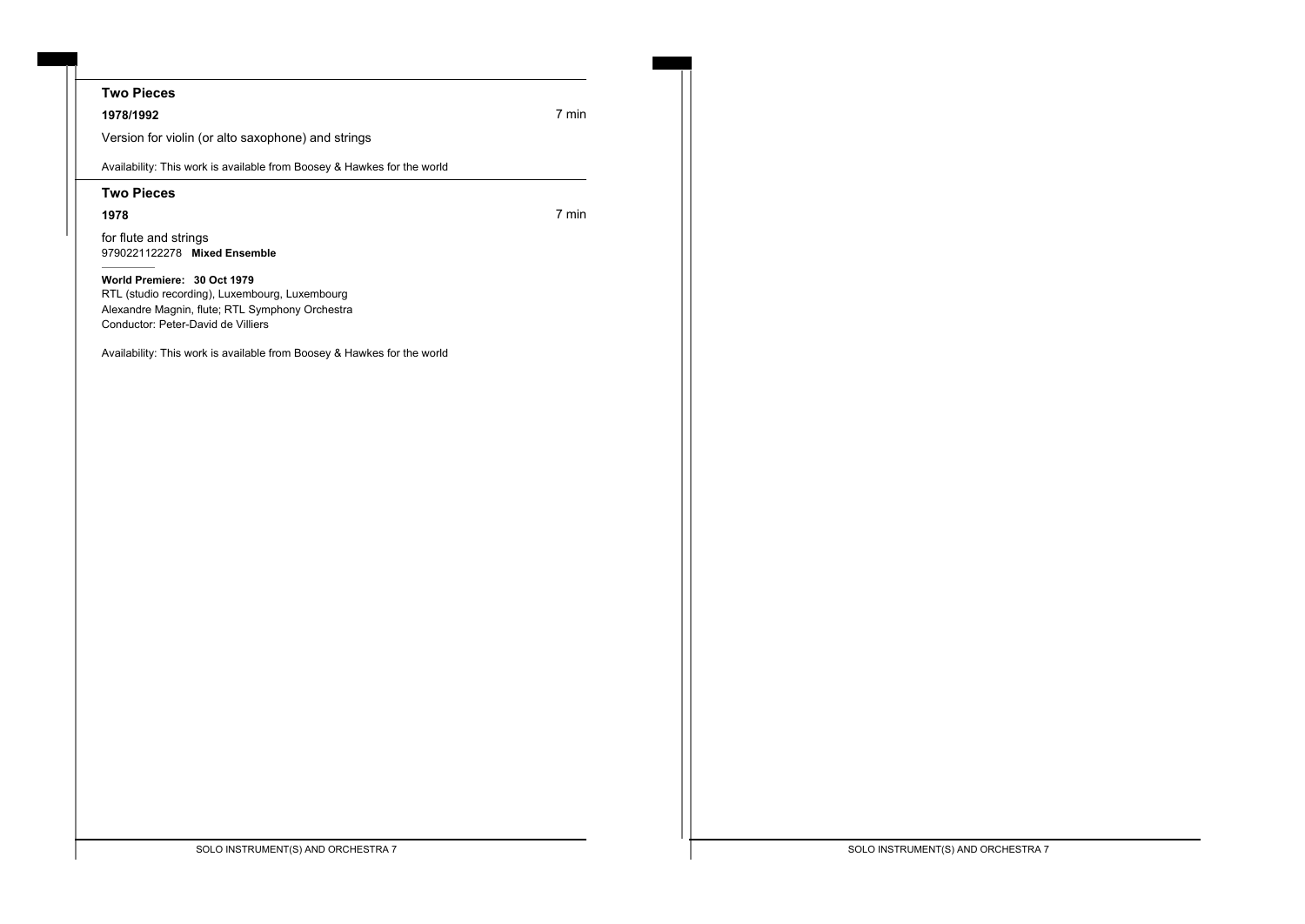## Two Pieces

**1978/1992** 7 min

Version for violin (or alto saxophone) and strings

Availability: This work is available from Boosey & Hawkes for the world

## Two Pieces

**1978** 7 min

for flute and strings
9790221122278 **Mixed Ensemble**

**World Premiere: 30 Oct 1979**
RTL (studio recording), Luxembourg, Luxembourg
Alexandre Magnin, flute; RTL Symphony Orchestra
Conductor: Peter-David de Villiers

Availability: This work is available from Boosey & Hawkes for the world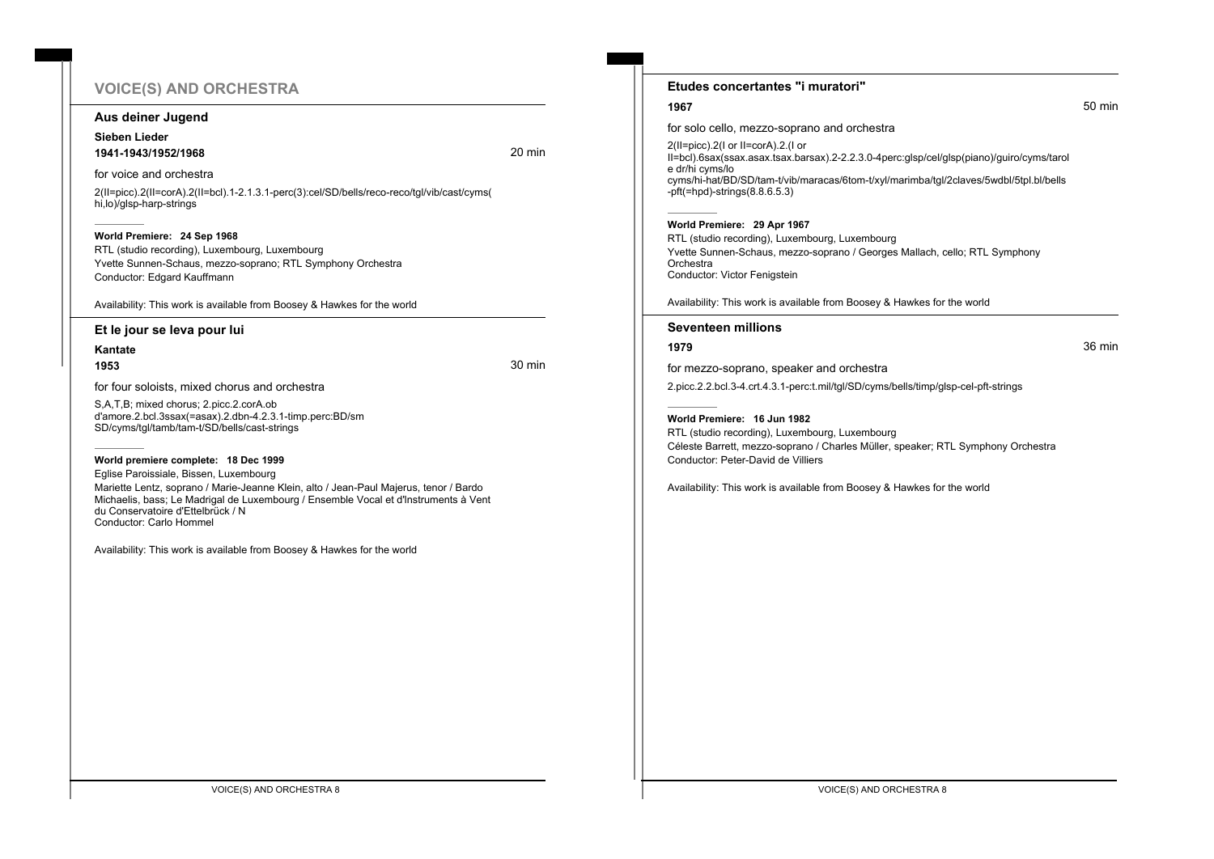# VOICE(S) AND ORCHESTRA

## Aus deiner Jugend

**Sieben Lieder**

**1941-1943/1952/1968** 20 min

for voice and orchestra

2(II=picc).2(II=corA).2(II=bcl).1-2.1.3.1-perc(3):cel/SD/bells/reco-reco/tgl/vib/cast/cyms(hi,lo)/glsp-harp-strings

**World Premiere: 24 Sep 1968**
RTL (studio recording), Luxembourg, Luxembourg
Yvette Sunnen-Schaus, mezzo-soprano; RTL Symphony Orchestra
Conductor: Edgard Kauffmann

Availability: This work is available from Boosey & Hawkes for the world

## Et le jour se leva pour lui

**Kantate**

**1953** 30 min

for four soloists, mixed chorus and orchestra

S,A,T,B; mixed chorus; 2.picc.2.corA.ob d'amore.2.bcl.3ssax(=asax).2.dbn-4.2.3.1-timp.perc:BD/sm SD/cyms/tgl/tamb/tam-t/SD/bells/cast-strings

**World premiere complete: 18 Dec 1999**
Eglise Paroissiale, Bissen, Luxembourg
Mariette Lentz, soprano / Marie-Jeanne Klein, alto / Jean-Paul Majerus, tenor / Bardo Michaelis, bass; Le Madrigal de Luxembourg / Ensemble Vocal et d'Instruments à Vent du Conservatoire d'Ettelbrück / N
Conductor: Carlo Hommel

Availability: This work is available from Boosey & Hawkes for the world

## Etudes concertantes "i muratori"

**1967** 50 min

for solo cello, mezzo-soprano and orchestra

2(II=picc).2(I or II=corA).2.(I or II=bcl).6sax(ssax.asax.tsax.barsax).2-2.2.3.0-4perc:glsp/cel/glsp(piano)/guiro/cyms/tarole dr/hi cyms/lo cyms/hi-hat/BD/SD/tam-t/vib/maracas/6tom-t/xyl/marimba/tgl/2claves/5wdbl/5tpl.bl/bells-pft(=hpd)-strings(8.8.6.5.3)

**World Premiere: 29 Apr 1967**
RTL (studio recording), Luxembourg, Luxembourg
Yvette Sunnen-Schaus, mezzo-soprano / Georges Mallach, cello; RTL Symphony Orchestra
Conductor: Victor Fenigstein

Availability: This work is available from Boosey & Hawkes for the world

## Seventeen millions

**1979** 36 min

for mezzo-soprano, speaker and orchestra

2.picc.2.2.bcl.3-4.crt.4.3.1-perc:t.mil/tgl/SD/cyms/bells/timp/glsp-cel-pft-strings

**World Premiere: 16 Jun 1982**
RTL (studio recording), Luxembourg, Luxembourg
Céleste Barrett, mezzo-soprano / Charles Müller, speaker; RTL Symphony Orchestra
Conductor: Peter-David de Villiers

Availability: This work is available from Boosey & Hawkes for the world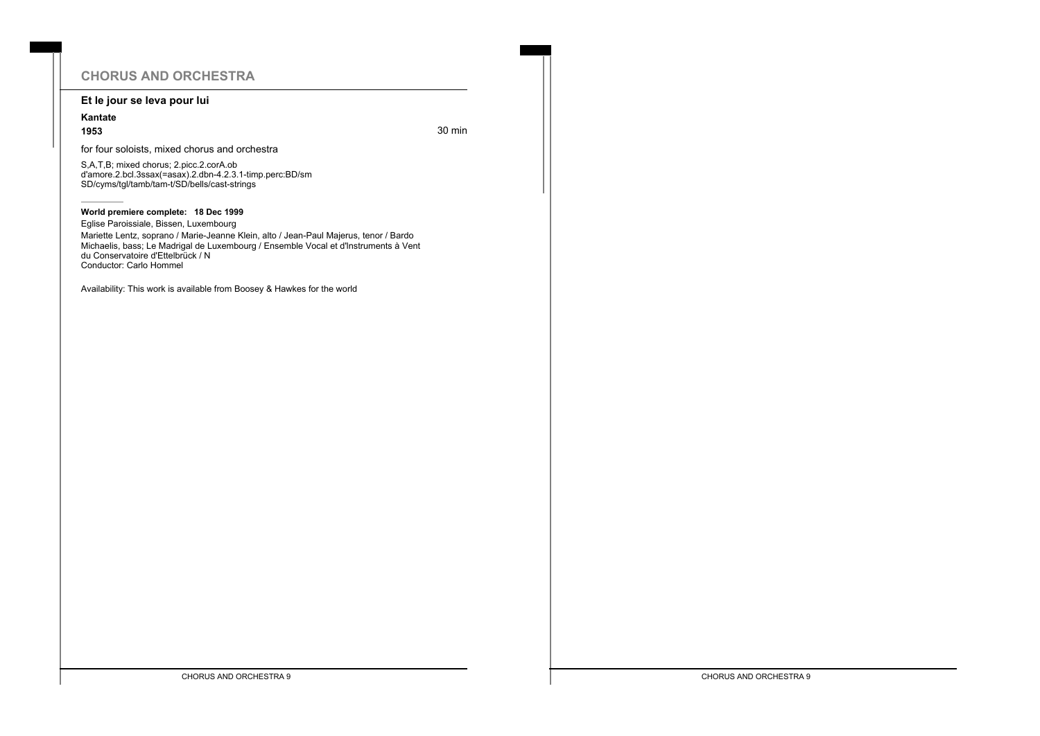## CHORUS AND ORCHESTRA

### Et le jour se leva pour lui

**Kantate**

**1953** 30 min

for four soloists, mixed chorus and orchestra

S,A,T,B; mixed chorus; 2.picc.2.corA.ob d'amore.2.bcl.3ssax(=asax).2.dbn-4.2.3.1-timp.perc:BD/sm SD/cyms/tgl/tamb/tam-t/SD/bells/cast-strings

**World premiere complete: 18 Dec 1999**

Eglise Paroissiale, Bissen, Luxembourg

Mariette Lentz, soprano / Marie-Jeanne Klein, alto / Jean-Paul Majerus, tenor / Bardo Michaelis, bass; Le Madrigal de Luxembourg / Ensemble Vocal et d'Instruments à Vent du Conservatoire d'Ettelbrück / N
Conductor: Carlo Hommel

Availability: This work is available from Boosey & Hawkes for the world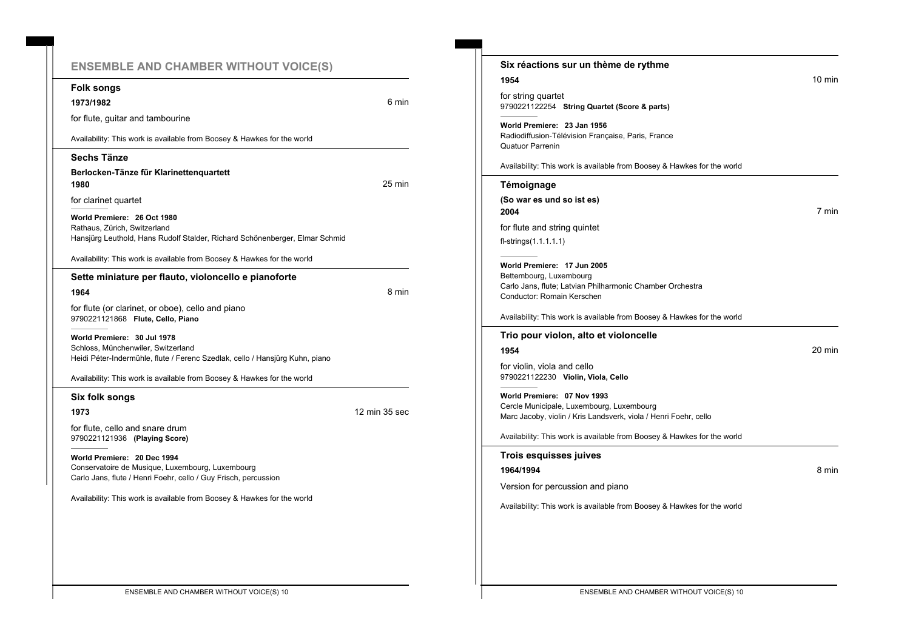# ENSEMBLE AND CHAMBER WITHOUT VOICE(S)

## Folk songs

**1973/1982** 6 min

for flute, guitar and tambourine

Availability: This work is available from Boosey & Hawkes for the world

## Sechs Tänze

**Berlocken-Tänze für Klarinettenquartett**

**1980** 25 min

for clarinet quartet

**World Premiere: 26 Oct 1980**
Rathaus, Zürich, Switzerland
Hansjürg Leuthold, Hans Rudolf Stalder, Richard Schönenberger, Elmar Schmid

Availability: This work is available from Boosey & Hawkes for the world

## Sette miniature per flauto, violoncello e pianoforte

**1964** 8 min

for flute (or clarinet, or oboe), cello and piano
9790221121868 **Flute, Cello, Piano**

**World Premiere: 30 Jul 1978**
Schloss, Münchenwiler, Switzerland
Heidi Péter-Indermühle, flute / Ferenc Szedlak, cello / Hansjürg Kuhn, piano

Availability: This work is available from Boosey & Hawkes for the world

## Six folk songs

**1973** 12 min 35 sec

for flute, cello and snare drum
9790221121936 **(Playing Score)**

**World Premiere: 20 Dec 1994**
Conservatoire de Musique, Luxembourg, Luxembourg
Carlo Jans, flute / Henri Foehr, cello / Guy Frisch, percussion

Availability: This work is available from Boosey & Hawkes for the world

## Six réactions sur un thème de rythme

**1954** 10 min

for string quartet
9790221122254 **String Quartet (Score & parts)**

**World Premiere: 23 Jan 1956**
Radiodiffusion-Télévision Française, Paris, France
Quatuor Parrenin

Availability: This work is available from Boosey & Hawkes for the world

## Témoignage

**(So war es und so ist es)**

**2004** 7 min

for flute and string quintet

fl-strings(1.1.1.1.1)

**World Premiere: 17 Jun 2005**
Bettembourg, Luxembourg
Carlo Jans, flute; Latvian Philharmonic Chamber Orchestra
Conductor: Romain Kerschen

Availability: This work is available from Boosey & Hawkes for the world

## Trio pour violon, alto et violoncelle

**1954** 20 min

for violin, viola and cello
9790221122230 **Violin, Viola, Cello**

**World Premiere: 07 Nov 1993**
Cercle Municipale, Luxembourg, Luxembourg
Marc Jacoby, violin / Kris Landsverk, viola / Henri Foehr, cello

Availability: This work is available from Boosey & Hawkes for the world

## Trois esquisses juives

**1964/1994** 8 min

Version for percussion and piano

Availability: This work is available from Boosey & Hawkes for the world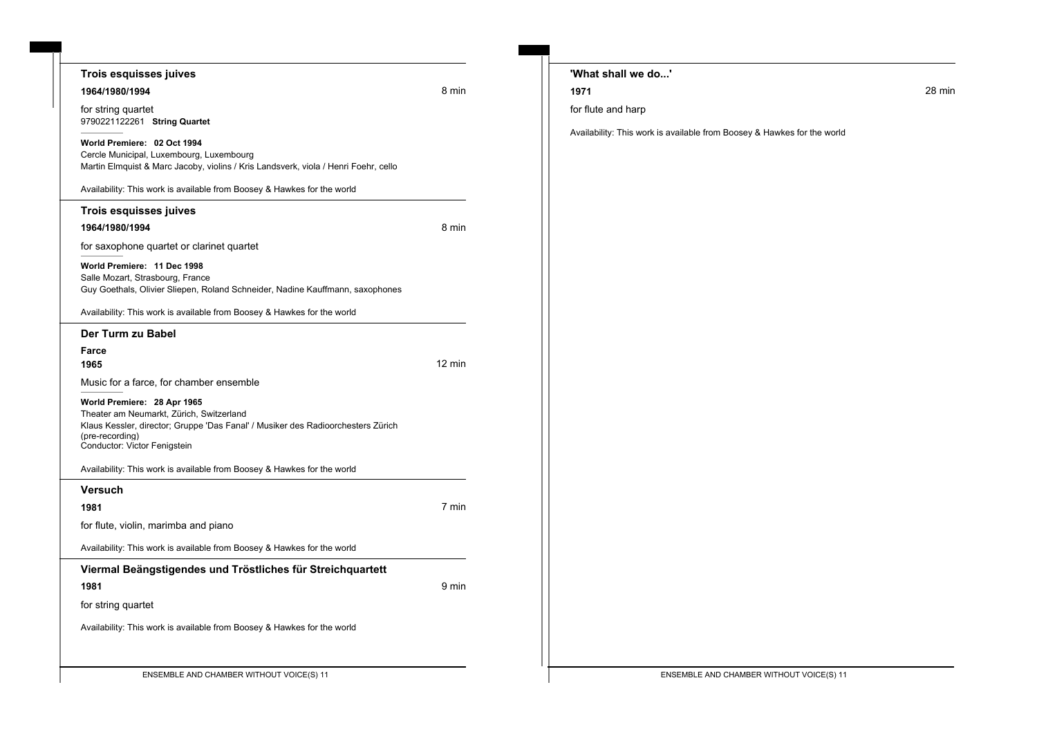### Trois esquisses juives

**1964/1980/1994** — 8 min

for string quartet
9790221122261 **String Quartet**

**World Premiere: 02 Oct 1994**
Cercle Municipal, Luxembourg, Luxembourg
Martin Elmquist & Marc Jacoby, violins / Kris Landsverk, viola / Henri Foehr, cello

Availability: This work is available from Boosey & Hawkes for the world

### Trois esquisses juives

**1964/1980/1994** — 8 min

for saxophone quartet or clarinet quartet

**World Premiere: 11 Dec 1998**
Salle Mozart, Strasbourg, France
Guy Goethals, Olivier Sliepen, Roland Schneider, Nadine Kauffmann, saxophones

Availability: This work is available from Boosey & Hawkes for the world

### Der Turm zu Babel

**Farce**
**1965** — 12 min

Music for a farce, for chamber ensemble

**World Premiere: 28 Apr 1965**
Theater am Neumarkt, Zürich, Switzerland
Klaus Kessler, director; Gruppe 'Das Fanal' / Musiker des Radioorchesters Zürich (pre-recording)
Conductor: Victor Fenigstein

Availability: This work is available from Boosey & Hawkes for the world

### Versuch

**1981** — 7 min

for flute, violin, marimba and piano

Availability: This work is available from Boosey & Hawkes for the world

### Viermal Beängstigendes und Tröstliches für Streichquartett

**1981** — 9 min

for string quartet

Availability: This work is available from Boosey & Hawkes for the world

### 'What shall we do...'

**1971** — 28 min

for flute and harp

Availability: This work is available from Boosey & Hawkes for the world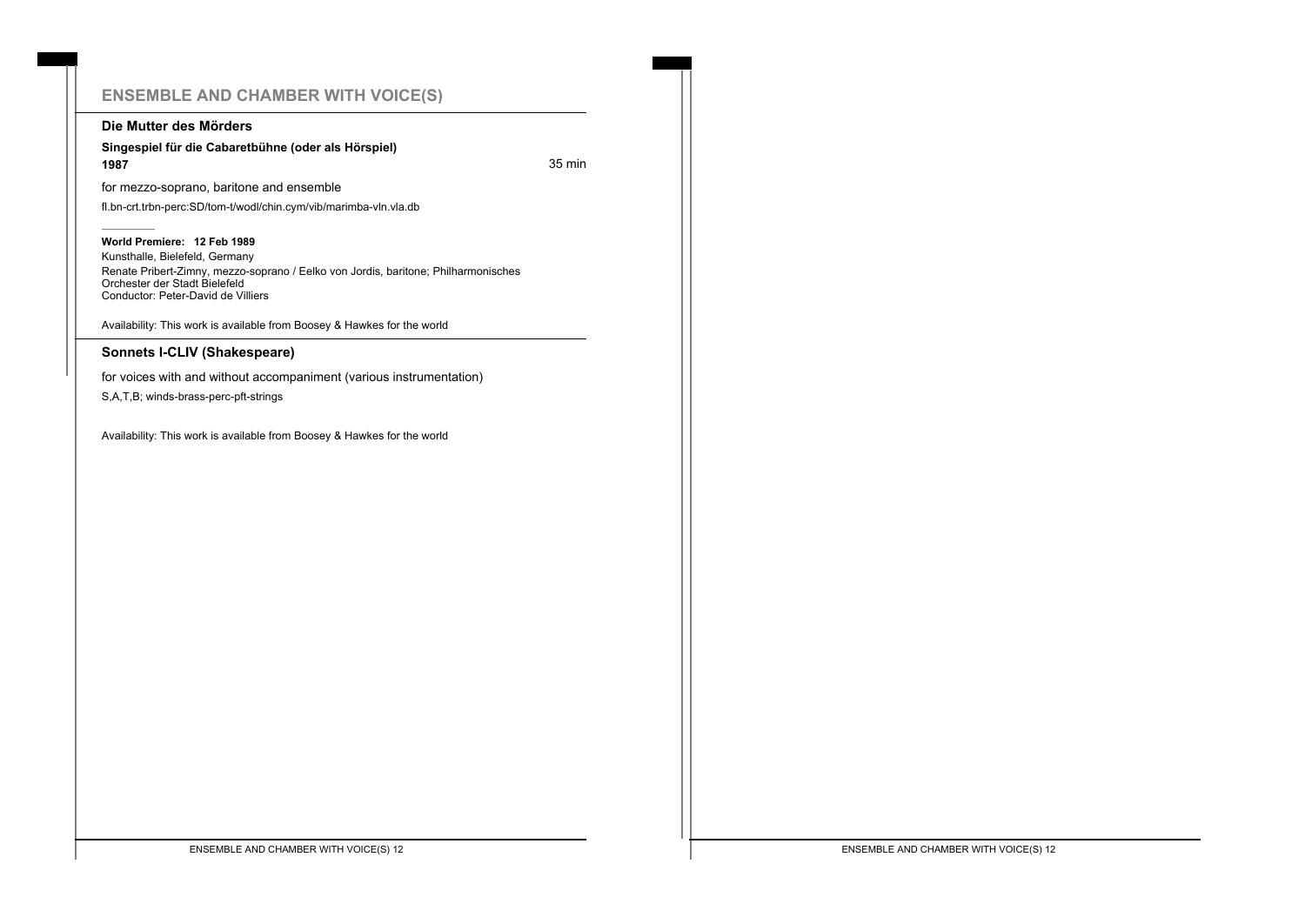## ENSEMBLE AND CHAMBER WITH VOICE(S)

### Die Mutter des Mörders

**Singespiel für die Cabaretbühne (oder als Hörspiel)**

**1987** 35 min

for mezzo-soprano, baritone and ensemble

fl.bn-crt.trbn-perc:SD/tom-t/wodl/chin.cym/vib/marimba-vln.vla.db

**World Premiere: 12 Feb 1989**
Kunsthalle, Bielefeld, Germany
Renate Pribert-Zimny, mezzo-soprano / Eelko von Jordis, baritone; Philharmonisches Orchester der Stadt Bielefeld
Conductor: Peter-David de Villiers

Availability: This work is available from Boosey & Hawkes for the world

### Sonnets I-CLIV (Shakespeare)

for voices with and without accompaniment (various instrumentation)

S,A,T,B; winds-brass-perc-pft-strings

Availability: This work is available from Boosey & Hawkes for the world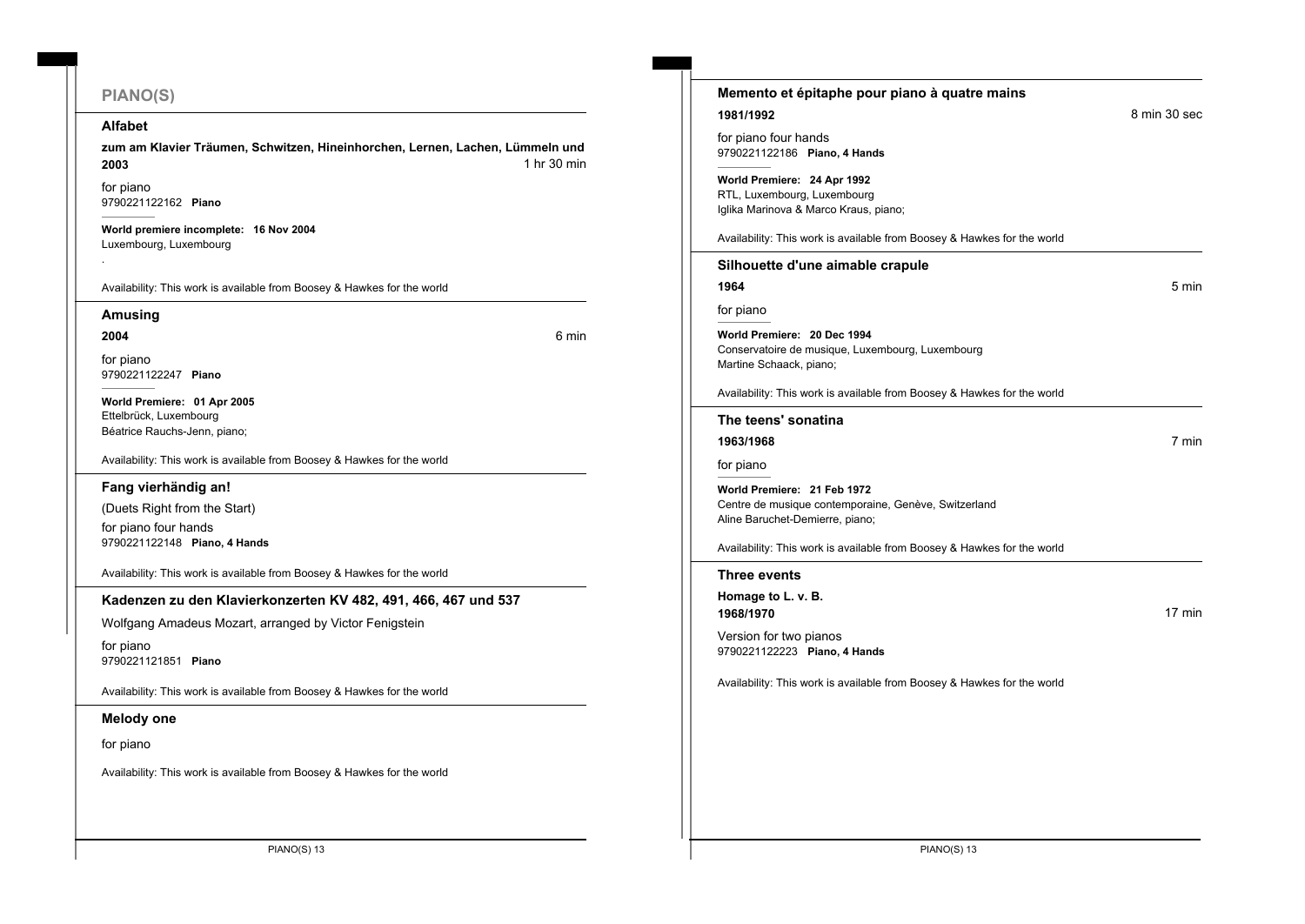# PIANO(S)

## Alfabet

**zum am Klavier Träumen, Schwitzen, Hineinhorchen, Lernen, Lachen, Lümmeln und**

**2003** — 1 hr 30 min

for piano
9790221122162 **Piano**

**World premiere incomplete: 16 Nov 2004**
Luxembourg, Luxembourg
.

Availability: This work is available from Boosey & Hawkes for the world

## Amusing

**2004** — 6 min

for piano
9790221122247 **Piano**

**World Premiere: 01 Apr 2005**
Ettelbrück, Luxembourg
Béatrice Rauchs-Jenn, piano;

Availability: This work is available from Boosey & Hawkes for the world

## Fang vierhändig an!

(Duets Right from the Start)

for piano four hands
9790221122148 **Piano, 4 Hands**

Availability: This work is available from Boosey & Hawkes for the world

## Kadenzen zu den Klavierkonzerten KV 482, 491, 466, 467 und 537

Wolfgang Amadeus Mozart, arranged by Victor Fenigstein

for piano
9790221121851 **Piano**

Availability: This work is available from Boosey & Hawkes for the world

## Melody one

for piano

Availability: This work is available from Boosey & Hawkes for the world

## Memento et épitaphe pour piano à quatre mains

**1981/1992** — 8 min 30 sec

for piano four hands
9790221122186 **Piano, 4 Hands**

**World Premiere: 24 Apr 1992**
RTL, Luxembourg, Luxembourg
Iglika Marinova & Marco Kraus, piano;

Availability: This work is available from Boosey & Hawkes for the world

## Silhouette d'une aimable crapule

**1964** — 5 min

for piano

**World Premiere: 20 Dec 1994**
Conservatoire de musique, Luxembourg, Luxembourg
Martine Schaack, piano;

Availability: This work is available from Boosey & Hawkes for the world

## The teens' sonatina

**1963/1968** — 7 min

for piano

**World Premiere: 21 Feb 1972**
Centre de musique contemporaine, Genève, Switzerland
Aline Baruchet-Demierre, piano;

Availability: This work is available from Boosey & Hawkes for the world

## Three events

**Homage to L. v. B.**

**1968/1970** — 17 min

Version for two pianos
9790221122223 **Piano, 4 Hands**

Availability: This work is available from Boosey & Hawkes for the world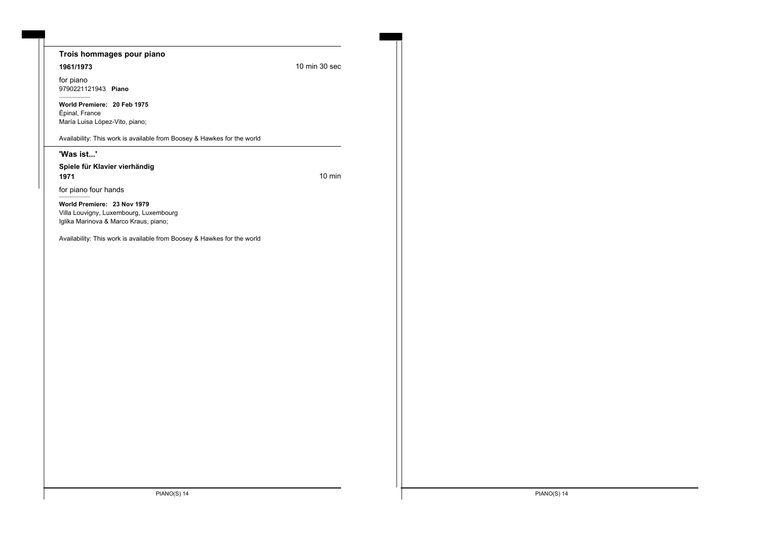## Trois hommages pour piano

**1961/1973** 10 min 30 sec

for piano
9790221121943 **Piano**

**World Premiere: 20 Feb 1975**
Épinal, France
María Luisa López-Vito, piano;

Availability: This work is available from Boosey & Hawkes for the world

## 'Was ist...'

**Spiele für Klavier vierhändig**
**1971** 10 min

for piano four hands

**World Premiere: 23 Nov 1979**
Villa Louvigny, Luxembourg, Luxembourg
Iglika Marinova & Marco Kraus, piano;

Availability: This work is available from Boosey & Hawkes for the world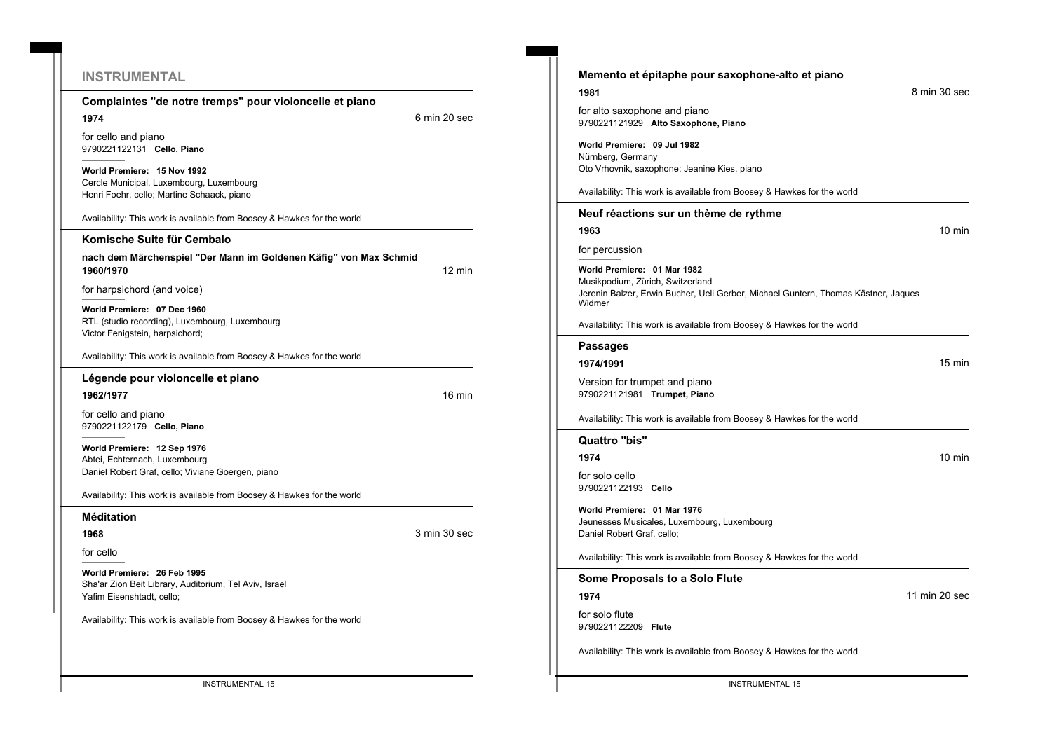## INSTRUMENTAL

### Complaintes "de notre tremps" pour violoncelle et piano

**1974** — 6 min 20 sec

for cello and piano
9790221122131 **Cello, Piano**

**World Premiere: 15 Nov 1992**
Cercle Municipal, Luxembourg, Luxembourg
Henri Foehr, cello; Martine Schaack, piano

Availability: This work is available from Boosey & Hawkes for the world

### Komische Suite für Cembalo

**nach dem Märchenspiel "Der Mann im Goldenen Käfig" von Max Schmid**

**1960/1970** — 12 min

for harpsichord (and voice)

**World Premiere: 07 Dec 1960**
RTL (studio recording), Luxembourg, Luxembourg
Victor Fenigstein, harpsichord;

Availability: This work is available from Boosey & Hawkes for the world

### Légende pour violoncelle et piano

**1962/1977** — 16 min

for cello and piano
9790221122179 **Cello, Piano**

**World Premiere: 12 Sep 1976**
Abtei, Echternach, Luxembourg
Daniel Robert Graf, cello; Viviane Goergen, piano

Availability: This work is available from Boosey & Hawkes for the world

### Méditation

**1968** — 3 min 30 sec

for cello

**World Premiere: 26 Feb 1995**
Sha'ar Zion Beit Library, Auditorium, Tel Aviv, Israel
Yafim Eisenshtadt, cello;

Availability: This work is available from Boosey & Hawkes for the world

### Memento et épitaphe pour saxophone-alto et piano

**1981** — 8 min 30 sec

for alto saxophone and piano
9790221121929 **Alto Saxophone, Piano**

**World Premiere: 09 Jul 1982**
Nürnberg, Germany
Oto Vrhovnik, saxophone; Jeanine Kies, piano

Availability: This work is available from Boosey & Hawkes for the world

### Neuf réactions sur un thème de rythme

**1963** — 10 min

for percussion

**World Premiere: 01 Mar 1982**
Musikpodium, Zürich, Switzerland
Jerenin Balzer, Erwin Bucher, Ueli Gerber, Michael Guntern, Thomas Kästner, Jaques Widmer

Availability: This work is available from Boosey & Hawkes for the world

### Passages

**1974/1991** — 15 min

Version for trumpet and piano
9790221121981 **Trumpet, Piano**

Availability: This work is available from Boosey & Hawkes for the world

### Quattro "bis"

**1974** — 10 min

for solo cello
9790221122193 **Cello**

**World Premiere: 01 Mar 1976**
Jeunesses Musicales, Luxembourg, Luxembourg
Daniel Robert Graf, cello;

Availability: This work is available from Boosey & Hawkes for the world

### Some Proposals to a Solo Flute

**1974** — 11 min 20 sec

for solo flute
9790221122209 **Flute**

Availability: This work is available from Boosey & Hawkes for the world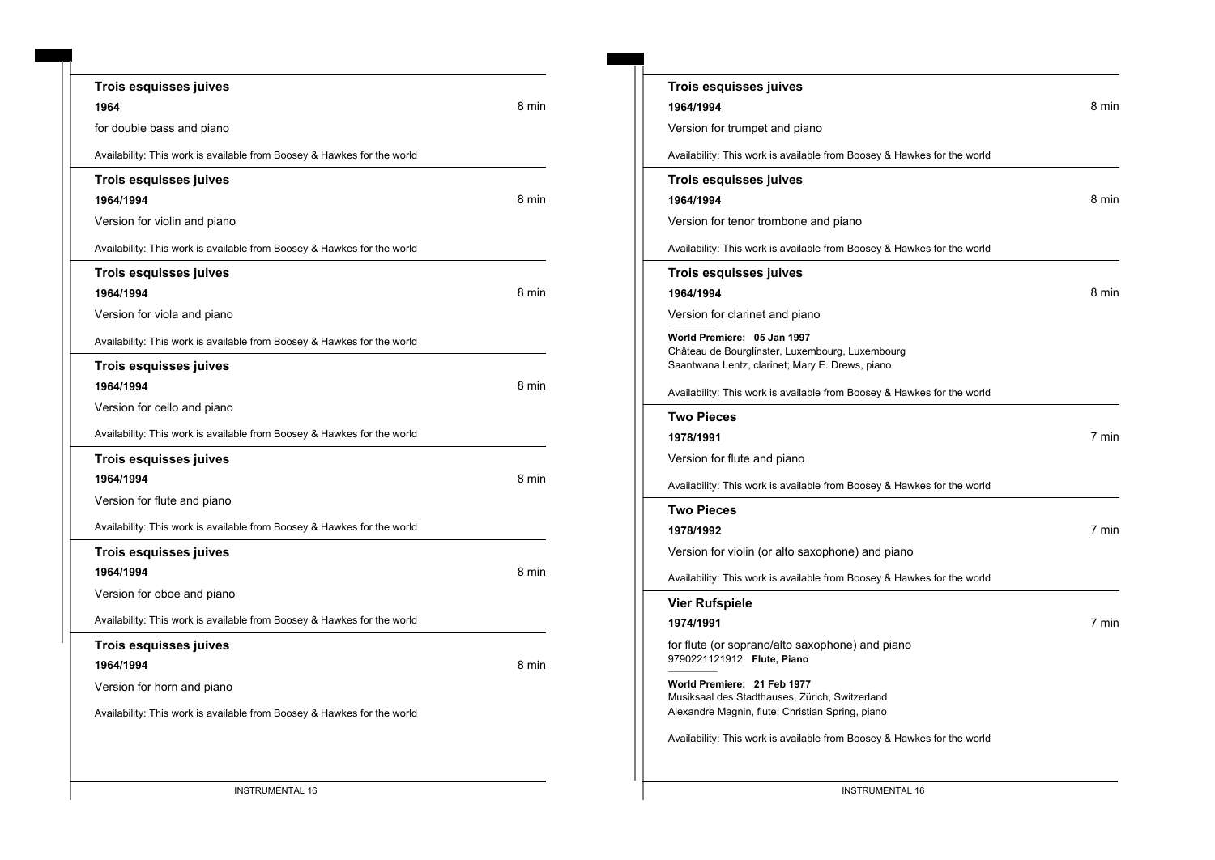### Trois esquisses juives

**1964** 8 min

for double bass and piano

Availability: This work is available from Boosey & Hawkes for the world

### Trois esquisses juives

**1964/1994** 8 min

Version for violin and piano

Availability: This work is available from Boosey & Hawkes for the world

### Trois esquisses juives

**1964/1994** 8 min

Version for viola and piano

Availability: This work is available from Boosey & Hawkes for the world

### Trois esquisses juives

**1964/1994** 8 min

Version for cello and piano

Availability: This work is available from Boosey & Hawkes for the world

### Trois esquisses juives

**1964/1994** 8 min

Version for flute and piano

Availability: This work is available from Boosey & Hawkes for the world

### Trois esquisses juives

**1964/1994** 8 min

Version for oboe and piano

Availability: This work is available from Boosey & Hawkes for the world

### Trois esquisses juives

**1964/1994** 8 min

Version for horn and piano

Availability: This work is available from Boosey & Hawkes for the world

### Trois esquisses juives

**1964/1994** 8 min

Version for trumpet and piano

Availability: This work is available from Boosey & Hawkes for the world

### Trois esquisses juives

**1964/1994** 8 min

Version for tenor trombone and piano

Availability: This work is available from Boosey & Hawkes for the world

### Trois esquisses juives

**1964/1994** 8 min

Version for clarinet and piano

**World Premiere: 05 Jan 1997**
Château de Bourglinster, Luxembourg, Luxembourg
Saantwana Lentz, clarinet; Mary E. Drews, piano

Availability: This work is available from Boosey & Hawkes for the world

### Two Pieces

**1978/1991** 7 min

Version for flute and piano

Availability: This work is available from Boosey & Hawkes for the world

### Two Pieces

**1978/1992** 7 min

Version for violin (or alto saxophone) and piano

Availability: This work is available from Boosey & Hawkes for the world

### Vier Rufspiele

**1974/1991** 7 min

for flute (or soprano/alto saxophone) and piano
9790221121912 **Flute, Piano**

**World Premiere: 21 Feb 1977**
Musiksaal des Stadthauses, Zürich, Switzerland
Alexandre Magnin, flute; Christian Spring, piano

Availability: This work is available from Boosey & Hawkes for the world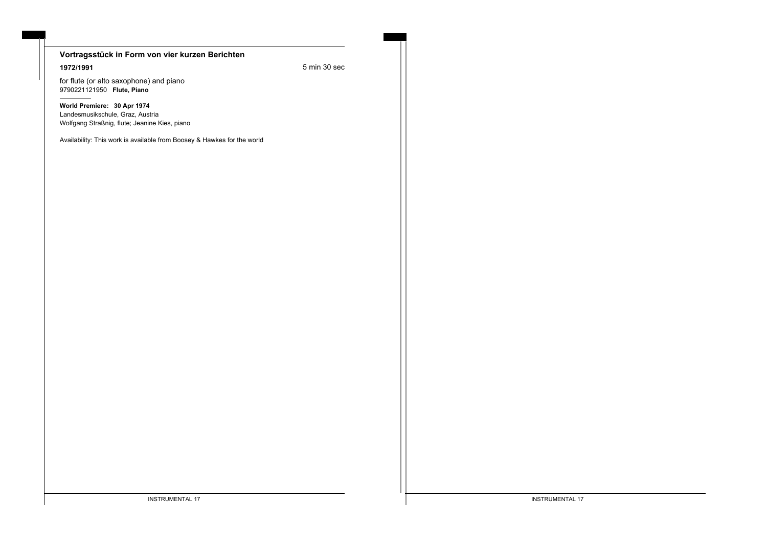### Vortragsstück in Form von vier kurzen Berichten

**1972/1991** 5 min 30 sec

for flute (or alto saxophone) and piano
9790221121950 **Flute, Piano**

**World Premiere: 30 Apr 1974**
Landesmusikschule, Graz, Austria
Wolfgang Straßnig, flute; Jeanine Kies, piano

Availability: This work is available from Boosey & Hawkes for the world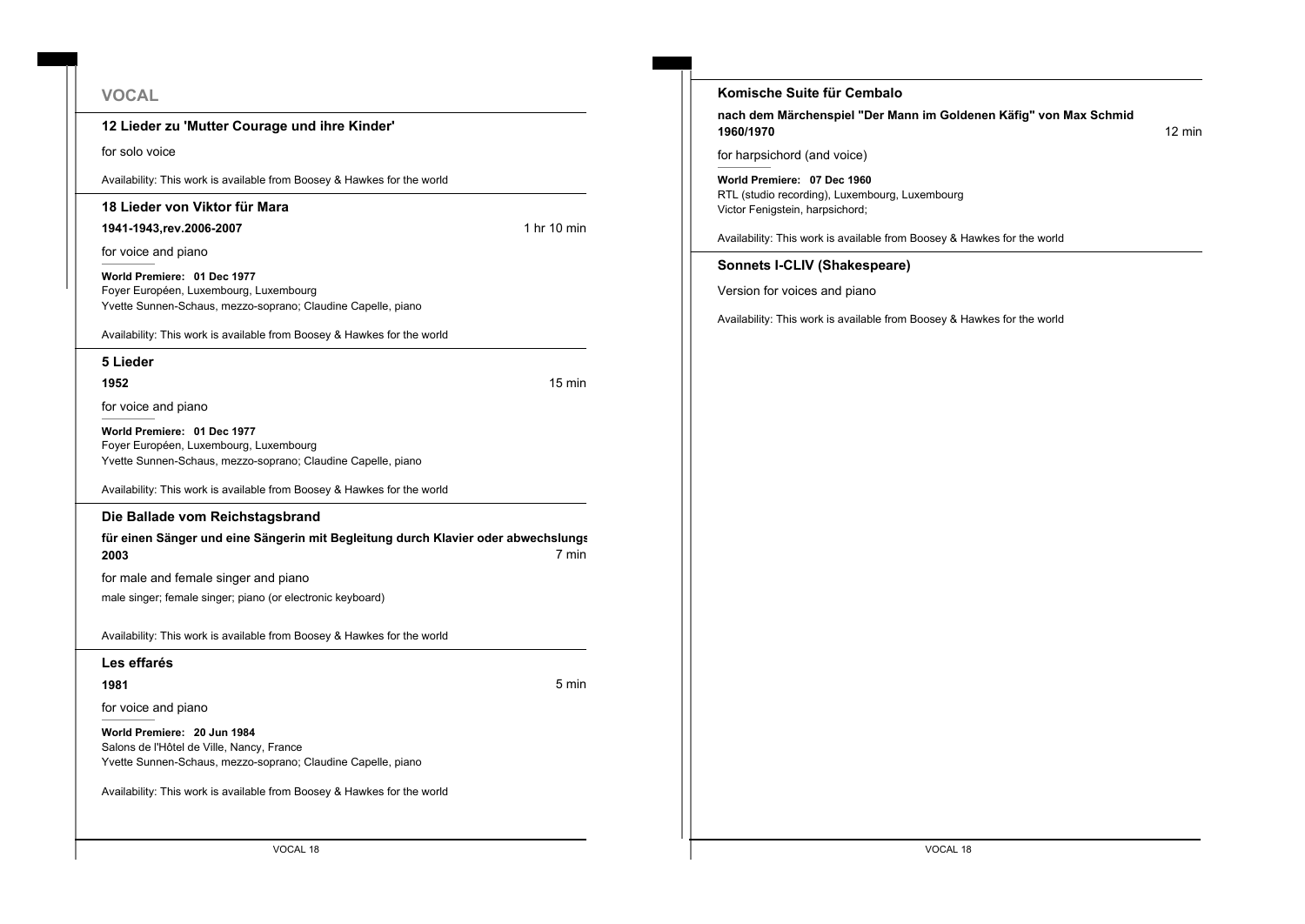## VOCAL

### 12 Lieder zu 'Mutter Courage und ihre Kinder'

for solo voice

Availability: This work is available from Boosey & Hawkes for the world

### 18 Lieder von Viktor für Mara

**1941-1943,rev.2006-2007** — 1 hr 10 min

for voice and piano

**World Premiere: 01 Dec 1977**
Foyer Européen, Luxembourg, Luxembourg
Yvette Sunnen-Schaus, mezzo-soprano; Claudine Capelle, piano

Availability: This work is available from Boosey & Hawkes for the world

### 5 Lieder

**1952** — 15 min

for voice and piano

**World Premiere: 01 Dec 1977**
Foyer Européen, Luxembourg, Luxembourg
Yvette Sunnen-Schaus, mezzo-soprano; Claudine Capelle, piano

Availability: This work is available from Boosey & Hawkes for the world

### Die Ballade vom Reichstagsbrand

**für einen Sänger und eine Sängerin mit Begleitung durch Klavier oder abwechslungs**
**2003** — 7 min

for male and female singer and piano

male singer; female singer; piano (or electronic keyboard)

Availability: This work is available from Boosey & Hawkes for the world

### Les effarés

**1981** — 5 min

for voice and piano

**World Premiere: 20 Jun 1984**
Salons de l'Hôtel de Ville, Nancy, France
Yvette Sunnen-Schaus, mezzo-soprano; Claudine Capelle, piano

Availability: This work is available from Boosey & Hawkes for the world

### Komische Suite für Cembalo

**nach dem Märchenspiel "Der Mann im Goldenen Käfig" von Max Schmid**
**1960/1970** — 12 min

for harpsichord (and voice)

**World Premiere: 07 Dec 1960**
RTL (studio recording), Luxembourg, Luxembourg
Victor Fenigstein, harpsichord;

Availability: This work is available from Boosey & Hawkes for the world

### Sonnets I-CLIV (Shakespeare)

Version for voices and piano

Availability: This work is available from Boosey & Hawkes for the world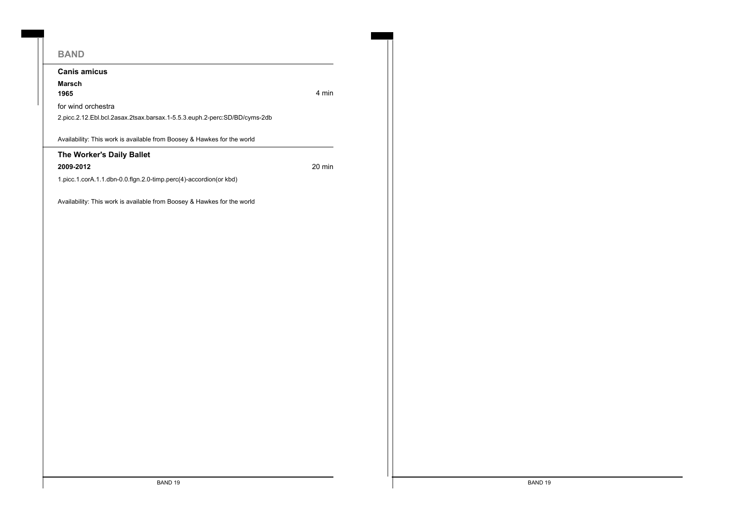## BAND

### Canis amicus

**Marsch**

**1965** — 4 min

for wind orchestra

2.picc.2.12.Ebl.bcl.2asax.2tsax.barsax.1-5.5.3.euph.2-perc:SD/BD/cyms-2db

Availability: This work is available from Boosey & Hawkes for the world

### The Worker's Daily Ballet

**2009-2012** — 20 min

1.picc.1.corA.1.1.dbn-0.0.flgn.2.0-timp.perc(4)-accordion(or kbd)

Availability: This work is available from Boosey & Hawkes for the world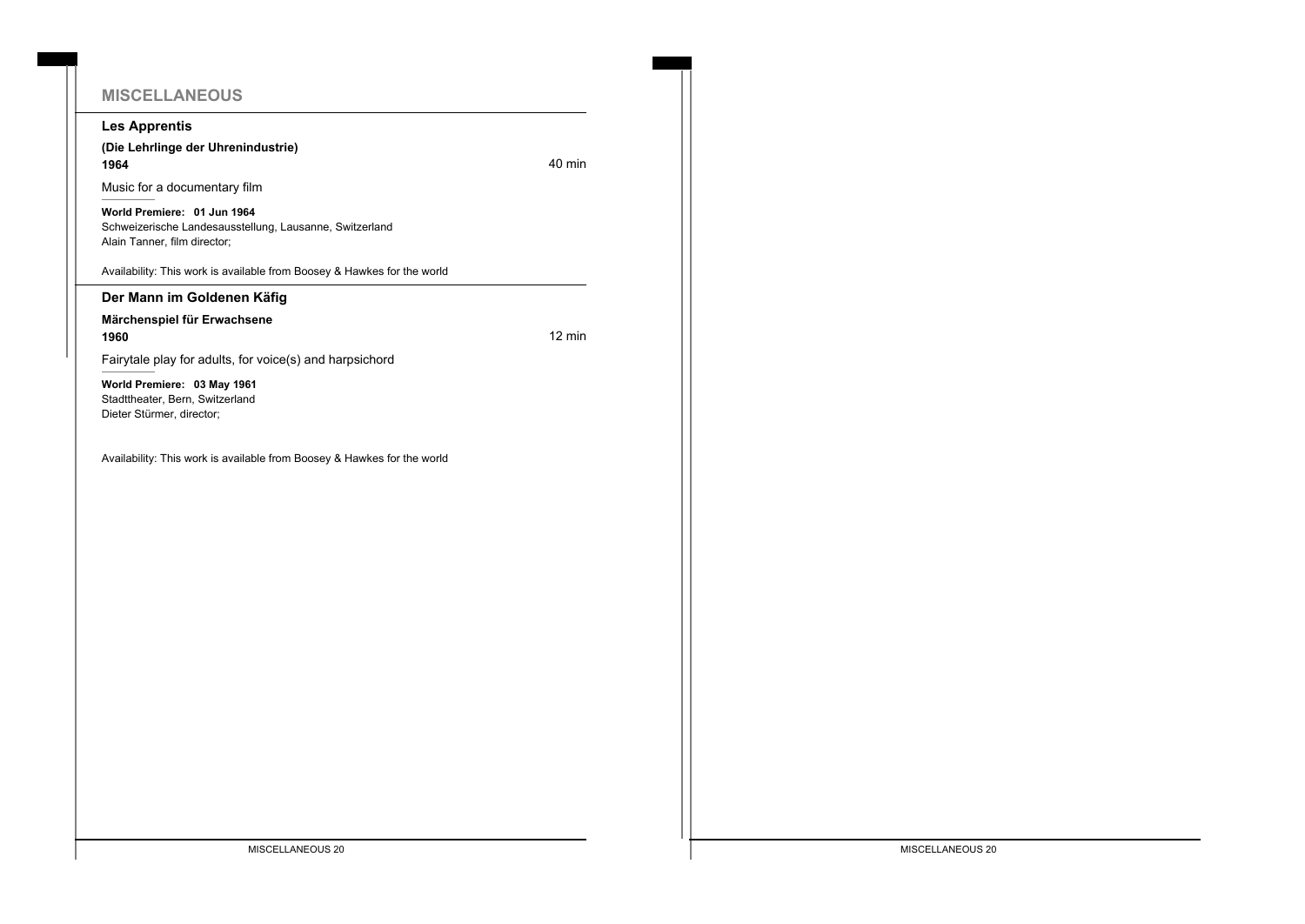## MISCELLANEOUS

### Les Apprentis

**(Die Lehrlinge der Uhrenindustrie)**

**1964** 40 min

Music for a documentary film

**World Premiere: 01 Jun 1964**
Schweizerische Landesausstellung, Lausanne, Switzerland
Alain Tanner, film director;

Availability: This work is available from Boosey & Hawkes for the world

### Der Mann im Goldenen Käfig

**Märchenspiel für Erwachsene**

**1960** 12 min

Fairytale play for adults, for voice(s) and harpsichord

**World Premiere: 03 May 1961**
Stadttheater, Bern, Switzerland
Dieter Stürmer, director;

Availability: This work is available from Boosey & Hawkes for the world